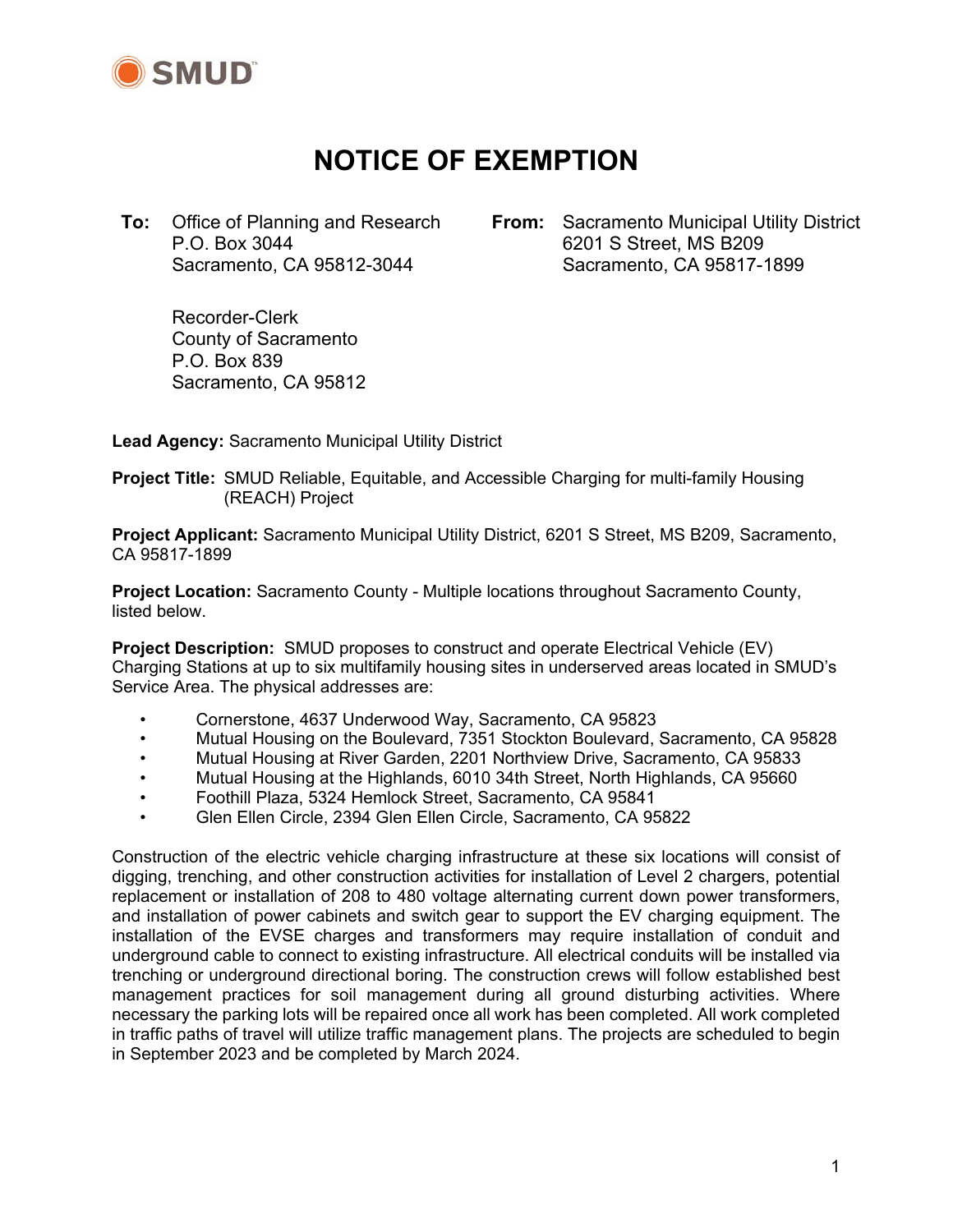SMUD

# NOTICE OF EXEMPTION

**To:** Office of Planning and Research
P.O. Box 3044
Sacramento, CA 95812-3044

Recorder-Clerk
County of Sacramento
P.O. Box 839
Sacramento, CA 95812

**From:** Sacramento Municipal Utility District
6201 S Street, MS B209
Sacramento, CA 95817-1899

**Lead Agency:** Sacramento Municipal Utility District

**Project Title:** SMUD Reliable, Equitable, and Accessible Charging for multi-family Housing (REACH) Project

**Project Applicant:** Sacramento Municipal Utility District, 6201 S Street, MS B209, Sacramento, CA 95817-1899

**Project Location:** Sacramento County - Multiple locations throughout Sacramento County, listed below.

**Project Description:** SMUD proposes to construct and operate Electrical Vehicle (EV) Charging Stations at up to six multifamily housing sites in underserved areas located in SMUD's Service Area. The physical addresses are:

- Cornerstone, 4637 Underwood Way, Sacramento, CA 95823
- Mutual Housing on the Boulevard, 7351 Stockton Boulevard, Sacramento, CA 95828
- Mutual Housing at River Garden, 2201 Northview Drive, Sacramento, CA 95833
- Mutual Housing at the Highlands, 6010 34th Street, North Highlands, CA 95660
- Foothill Plaza, 5324 Hemlock Street, Sacramento, CA 95841
- Glen Ellen Circle, 2394 Glen Ellen Circle, Sacramento, CA 95822

Construction of the electric vehicle charging infrastructure at these six locations will consist of digging, trenching, and other construction activities for installation of Level 2 chargers, potential replacement or installation of 208 to 480 voltage alternating current down power transformers, and installation of power cabinets and switch gear to support the EV charging equipment. The installation of the EVSE charges and transformers may require installation of conduit and underground cable to connect to existing infrastructure. All electrical conduits will be installed via trenching or underground directional boring. The construction crews will follow established best management practices for soil management during all ground disturbing activities. Where necessary the parking lots will be repaired once all work has been completed. All work completed in traffic paths of travel will utilize traffic management plans. The projects are scheduled to begin in September 2023 and be completed by March 2024.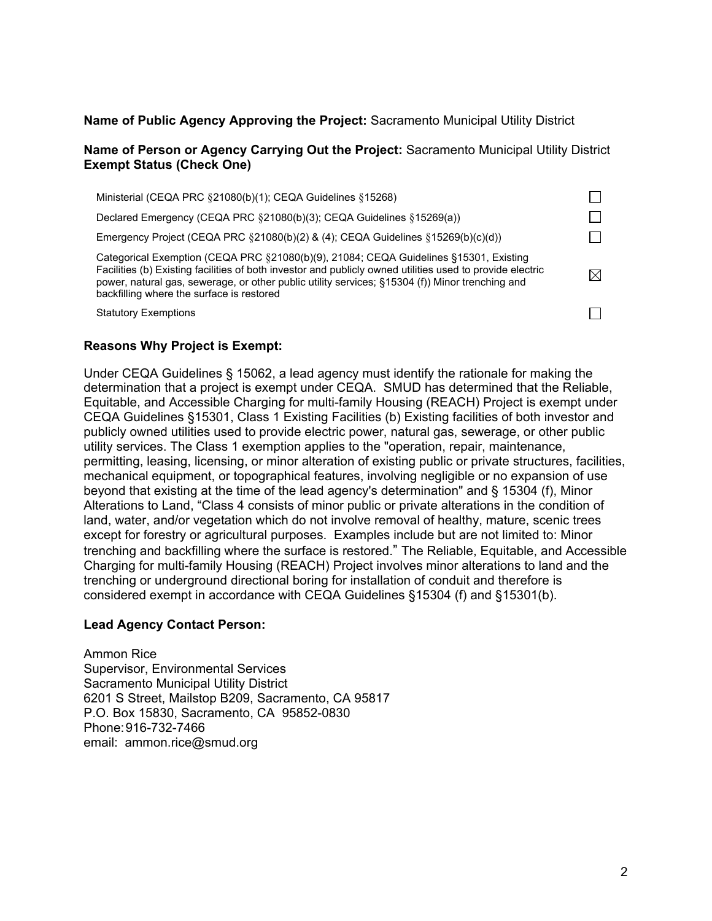**Name of Public Agency Approving the Project:** Sacramento Municipal Utility District

**Name of Person or Agency Carrying Out the Project:** Sacramento Municipal Utility District
**Exempt Status (Check One)**

| | |
|---|---|
| Ministerial (CEQA PRC §21080(b)(1); CEQA Guidelines §15268) | ☐ |
| Declared Emergency (CEQA PRC §21080(b)(3); CEQA Guidelines §15269(a)) | ☐ |
| Emergency Project (CEQA PRC §21080(b)(2) & (4); CEQA Guidelines §15269(b)(c)(d)) | ☐ |
| Categorical Exemption (CEQA PRC §21080(b)(9), 21084; CEQA Guidelines §15301, Existing Facilities (b) Existing facilities of both investor and publicly owned utilities used to provide electric power, natural gas, sewerage, or other public utility services; §15304 (f)) Minor trenching and backfilling where the surface is restored | ☒ |
| Statutory Exemptions | ☐ |

**Reasons Why Project is Exempt:**

Under CEQA Guidelines § 15062, a lead agency must identify the rationale for making the determination that a project is exempt under CEQA. SMUD has determined that the Reliable, Equitable, and Accessible Charging for multi-family Housing (REACH) Project is exempt under CEQA Guidelines §15301, Class 1 Existing Facilities (b) Existing facilities of both investor and publicly owned utilities used to provide electric power, natural gas, sewerage, or other public utility services. The Class 1 exemption applies to the "operation, repair, maintenance, permitting, leasing, licensing, or minor alteration of existing public or private structures, facilities, mechanical equipment, or topographical features, involving negligible or no expansion of use beyond that existing at the time of the lead agency's determination" and § 15304 (f), Minor Alterations to Land, "Class 4 consists of minor public or private alterations in the condition of land, water, and/or vegetation which do not involve removal of healthy, mature, scenic trees except for forestry or agricultural purposes. Examples include but are not limited to: Minor trenching and backfilling where the surface is restored." The Reliable, Equitable, and Accessible Charging for multi-family Housing (REACH) Project involves minor alterations to land and the trenching or underground directional boring for installation of conduit and therefore is considered exempt in accordance with CEQA Guidelines §15304 (f) and §15301(b).

**Lead Agency Contact Person:**

Ammon Rice
Supervisor, Environmental Services
Sacramento Municipal Utility District
6201 S Street, Mailstop B209, Sacramento, CA 95817
P.O. Box 15830, Sacramento, CA 95852-0830
Phone: 916-732-7466
email: ammon.rice@smud.org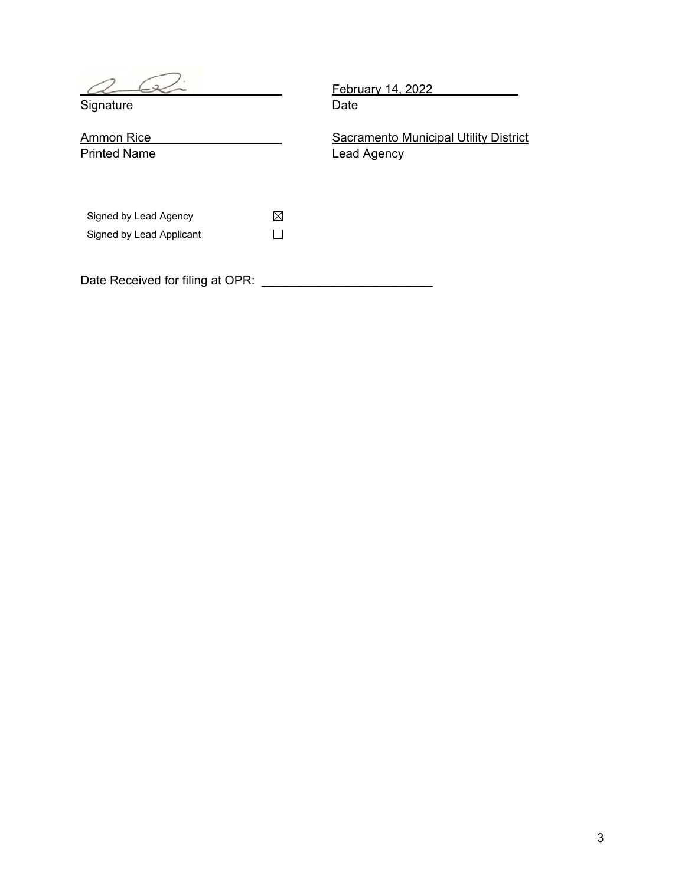| | |
|---|---|
| (signature) | February 14, 2022 |
| Signature | Date |
| Ammon Rice | Sacramento Municipal Utility District |
| Printed Name | Lead Agency |

Signed by Lead Agency ☒

Signed by Lead Applicant ☐

Date Received for filing at OPR: ________________________